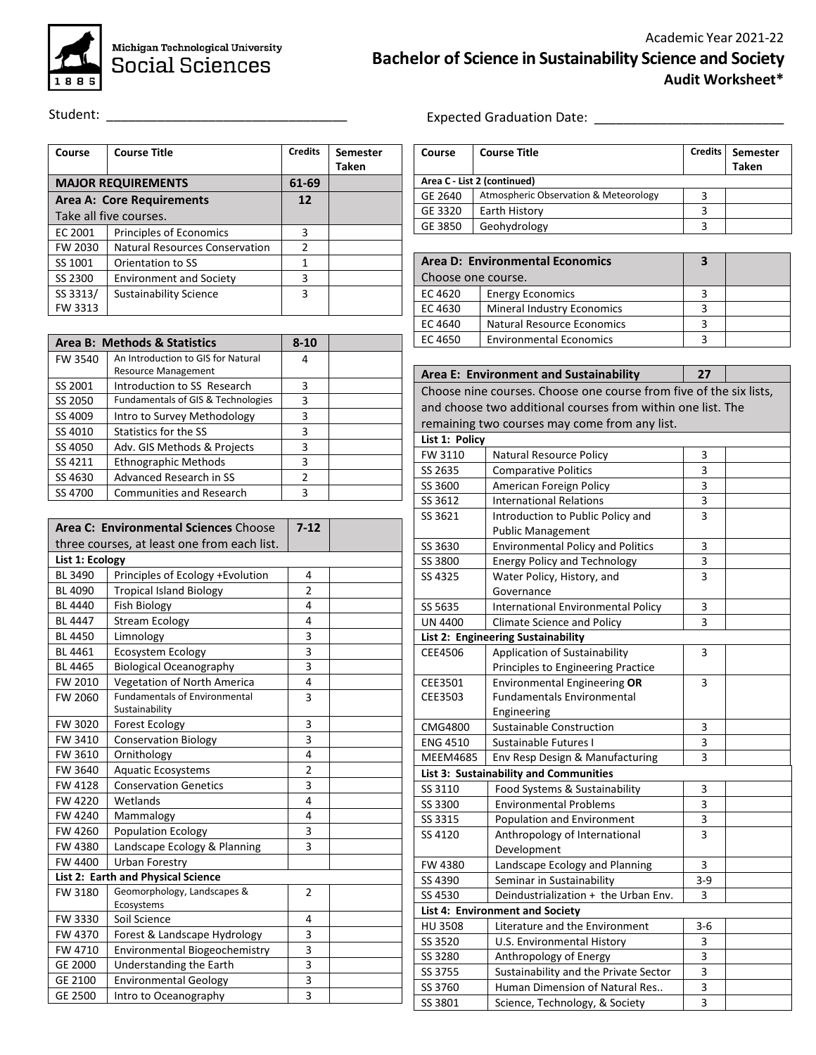Michigan Technological University Social Sciences

Academic Year 2021-22

# Bachelor of Science in Sustainability Science and Society

## Audit Worksheet*

Student: ________________________________ Expected Graduation Date: __________________________

| Course | Course Title | Credits | Semester Taken |
|---|---|---|---|
| **MAJOR REQUIREMENTS** | | **61-69** | |
| **Area A: Core Requirements** Take all five courses. | | **12** | |
| EC 2001 | Principles of Economics | 3 | |
| FW 2030 | Natural Resources Conservation | 2 | |
| SS 1001 | Orientation to SS | 1 | |
| SS 2300 | Environment and Society | 3 | |
| SS 3313/ FW 3313 | Sustainability Science | 3 | |

| Course | Course Title | Credits | Semester Taken |
|---|---|---|---|
| **Area B: Methods & Statistics** | | **8-10** | |
| FW 3540 | An Introduction to GIS for Natural Resource Management | 4 | |
| SS 2001 | Introduction to SS Research | 3 | |
| SS 2050 | Fundamentals of GIS & Technologies | 3 | |
| SS 4009 | Intro to Survey Methodology | 3 | |
| SS 4010 | Statistics for the SS | 3 | |
| SS 4050 | Adv. GIS Methods & Projects | 3 | |
| SS 4211 | Ethnographic Methods | 3 | |
| SS 4630 | Advanced Research in SS | 2 | |
| SS 4700 | Communities and Research | 3 | |

| Course | Course Title | Credits | Semester Taken |
|---|---|---|---|
| **Area C: Environmental Sciences** Choose three courses, at least one from each list. | | **7-12** | |
| **List 1: Ecology** | | | |
| BL 3490 | Principles of Ecology +Evolution | 4 | |
| BL 4090 | Tropical Island Biology | 2 | |
| BL 4440 | Fish Biology | 4 | |
| BL 4447 | Stream Ecology | 4 | |
| BL 4450 | Limnology | 3 | |
| BL 4461 | Ecosystem Ecology | 3 | |
| BL 4465 | Biological Oceanography | 3 | |
| FW 2010 | Vegetation of North America | 4 | |
| FW 2060 | Fundamentals of Environmental Sustainability | 3 | |
| FW 3020 | Forest Ecology | 3 | |
| FW 3410 | Conservation Biology | 3 | |
| FW 3610 | Ornithology | 4 | |
| FW 3640 | Aquatic Ecosystems | 2 | |
| FW 4128 | Conservation Genetics | 3 | |
| FW 4220 | Wetlands | 4 | |
| FW 4240 | Mammalogy | 4 | |
| FW 4260 | Population Ecology | 3 | |
| FW 4380 | Landscape Ecology & Planning | 3 | |
| FW 4400 | Urban Forestry | | |
| **List 2: Earth and Physical Science** | | | |
| FW 3180 | Geomorphology, Landscapes & Ecosystems | 2 | |
| FW 3330 | Soil Science | 4 | |
| FW 4370 | Forest & Landscape Hydrology | 3 | |
| FW 4710 | Environmental Biogeochemistry | 3 | |
| GE 2000 | Understanding the Earth | 3 | |
| GE 2100 | Environmental Geology | 3 | |
| GE 2500 | Intro to Oceanography | 3 | |
| **Area C - List 2 (continued)** | | | |
| GE 2640 | Atmospheric Observation & Meteorology | 3 | |
| GE 3320 | Earth History | 3 | |
| GE 3850 | Geohydrology | 3 | |

| Course | Course Title | Credits | Semester Taken |
|---|---|---|---|
| **Area D: Environmental Economics** Choose one course. | | **3** | |
| EC 4620 | Energy Economics | 3 | |
| EC 4630 | Mineral Industry Economics | 3 | |
| EC 4640 | Natural Resource Economics | 3 | |
| EC 4650 | Environmental Economics | 3 | |

| Course | Course Title | Credits | Semester Taken |
|---|---|---|---|
| **Area E: Environment and Sustainability** Choose nine courses. Choose one course from five of the six lists, and choose two additional courses from within one list. The remaining two courses may come from any list. | | **27** | |
| **List 1: Policy** | | | |
| FW 3110 | Natural Resource Policy | 3 | |
| SS 2635 | Comparative Politics | 3 | |
| SS 3600 | American Foreign Policy | 3 | |
| SS 3612 | International Relations | 3 | |
| SS 3621 | Introduction to Public Policy and Public Management | 3 | |
| SS 3630 | Environmental Policy and Politics | 3 | |
| SS 3800 | Energy Policy and Technology | 3 | |
| SS 4325 | Water Policy, History, and Governance | 3 | |
| SS 5635 | International Environmental Policy | 3 | |
| UN 4400 | Climate Science and Policy | 3 | |
| **List 2: Engineering Sustainability** | | | |
| CEE4506 | Application of Sustainability Principles to Engineering Practice | 3 | |
| CEE3501 CEE3503 | Environmental Engineering **OR** Fundamentals Environmental Engineering | 3 | |
| CMG4800 | Sustainable Construction | 3 | |
| ENG 4510 | Sustainable Futures I | 3 | |
| MEEM4685 | Env Resp Design & Manufacturing | 3 | |
| **List 3: Sustainability and Communities** | | | |
| SS 3110 | Food Systems & Sustainability | 3 | |
| SS 3300 | Environmental Problems | 3 | |
| SS 3315 | Population and Environment | 3 | |
| SS 4120 | Anthropology of International Development | 3 | |
| FW 4380 | Landscape Ecology and Planning | 3 | |
| SS 4390 | Seminar in Sustainability | 3-9 | |
| SS 4530 | Deindustrialization + the Urban Env. | 3 | |
| **List 4: Environment and Society** | | | |
| HU 3508 | Literature and the Environment | 3-6 | |
| SS 3520 | U.S. Environmental History | 3 | |
| SS 3280 | Anthropology of Energy | 3 | |
| SS 3755 | Sustainability and the Private Sector | 3 | |
| SS 3760 | Human Dimension of Natural Res.. | 3 | |
| SS 3801 | Science, Technology, & Society | 3 | |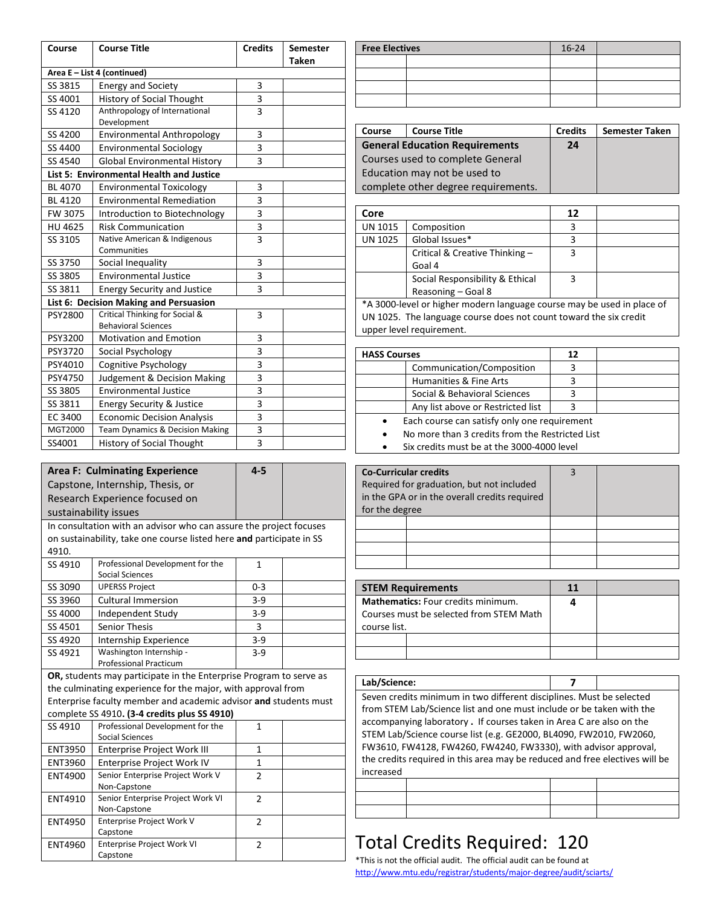| Course | Course Title | Credits | Semester Taken |
|---|---|---|---|
| **Area E – List 4 (continued)** | | | |
| SS 3815 | Energy and Society | 3 | |
| SS 4001 | History of Social Thought | 3 | |
| SS 4120 | Anthropology of International Development | 3 | |
| SS 4200 | Environmental Anthropology | 3 | |
| SS 4400 | Environmental Sociology | 3 | |
| SS 4540 | Global Environmental History | 3 | |
| **List 5: Environmental Health and Justice** | | | |
| BL 4070 | Environmental Toxicology | 3 | |
| BL 4120 | Environmental Remediation | 3 | |
| FW 3075 | Introduction to Biotechnology | 3 | |
| HU 4625 | Risk Communication | 3 | |
| SS 3105 | Native American & Indigenous Communities | 3 | |
| SS 3750 | Social Inequality | 3 | |
| SS 3805 | Environmental Justice | 3 | |
| SS 3811 | Energy Security and Justice | 3 | |
| **List 6: Decision Making and Persuasion** | | | |
| PSY2800 | Critical Thinking for Social & Behavioral Sciences | 3 | |
| PSY3200 | Motivation and Emotion | 3 | |
| PSY3720 | Social Psychology | 3 | |
| PSY4010 | Cognitive Psychology | 3 | |
| PSY4750 | Judgement & Decision Making | 3 | |
| SS 3805 | Environmental Justice | 3 | |
| SS 3811 | Energy Security & Justice | 3 | |
| EC 3400 | Economic Decision Analysis | 3 | |
| MGT2000 | Team Dynamics & Decision Making | 3 | |
| SS4001 | History of Social Thought | 3 | |

| **Area F: Culminating Experience** Capstone, Internship, Thesis, or Research Experience focused on sustainability issues | | **4-5** | |
|---|---|---|---|
| In consultation with an advisor who can assure the project focuses on sustainability, take one course listed here **and** participate in SS 4910. | | | |
| SS 4910 | Professional Development for the Social Sciences | 1 | |
| SS 3090 | UPERSS Project | 0-3 | |
| SS 3960 | Cultural Immersion | 3-9 | |
| SS 4000 | Independent Study | 3-9 | |
| SS 4501 | Senior Thesis | 3 | |
| SS 4920 | Internship Experience | 3-9 | |
| SS 4921 | Washington Internship - Professional Practicum | 3-9 | |
| **OR,** students may participate in the Enterprise Program to serve as the culminating experience for the major, with approval from Enterprise faculty member and academic advisor **and** students must complete SS 4910. **(3-4 credits plus SS 4910)** | | | |
| SS 4910 | Professional Development for the Social Sciences | 1 | |
| ENT3950 | Enterprise Project Work III | 1 | |
| ENT3960 | Enterprise Project Work IV | 1 | |
| ENT4900 | Senior Enterprise Project Work V Non-Capstone | 2 | |
| ENT4910 | Senior Enterprise Project Work VI Non-Capstone | 2 | |
| ENT4950 | Enterprise Project Work V Capstone | 2 | |
| ENT4960 | Enterprise Project Work VI Capstone | 2 | |

| **Free Electives** | | 16-24 | |
|---|---|---|---|
| | | | |
| | | | |
| | | | |

| Course | Course Title | Credits | Semester Taken |
|---|---|---|---|
| **General Education Requirements** Courses used to complete General Education may not be used to complete other degree requirements. | | **24** | |

| **Core** | | **12** | |
|---|---|---|---|
| UN 1015 | Composition | 3 | |
| UN 1025 | Global Issues* | 3 | |
| | Critical & Creative Thinking – Goal 4 | 3 | |
| | Social Responsibility & Ethical Reasoning – Goal 8 | 3 | |
| *A 3000-level or higher modern language course may be used in place of UN 1025. The language course does not count toward the six credit upper level requirement. | | | |

| **HASS Courses** | | **12** | |
|---|---|---|---|
| | Communication/Composition | 3 | |
| | Humanities & Fine Arts | 3 | |
| | Social & Behavioral Sciences | 3 | |
| | Any list above or Restricted list | 3 | |

- Each course can satisfy only one requirement
- No more than 3 credits from the Restricted List
- Six credits must be at the 3000-4000 level

| **Co-Curricular credits** Required for graduation, but not included in the GPA or in the overall credits required for the degree | | 3 | |
|---|---|---|---|
| | | | |
| | | | |
| | | | |
| | | | |

| **STEM Requirements** | | **11** | |
|---|---|---|---|
| **Mathematics:** Four credits minimum. Courses must be selected from STEM Math course list. | | **4** | |
| | | | |
| | | | |

| **Lab/Science:** | | **7** | |
|---|---|---|---|
| Seven credits minimum in two different disciplines. Must be selected from STEM Lab/Science list and one must include or be taken with the accompanying laboratory. If courses taken in Area C are also on the STEM Lab/Science course list (e.g. GE2000, BL4090, FW2010, FW2060, FW3610, FW4128, FW4260, FW4240, FW3330), with advisor approval, the credits required in this area may be reduced and free electives will be increased | | | |
| | | | |
| | | | |
| | | | |

# Total Credits Required: 120

*This is not the official audit. The official audit can be found at http://www.mtu.edu/registrar/students/major-degree/audit/sciarts/